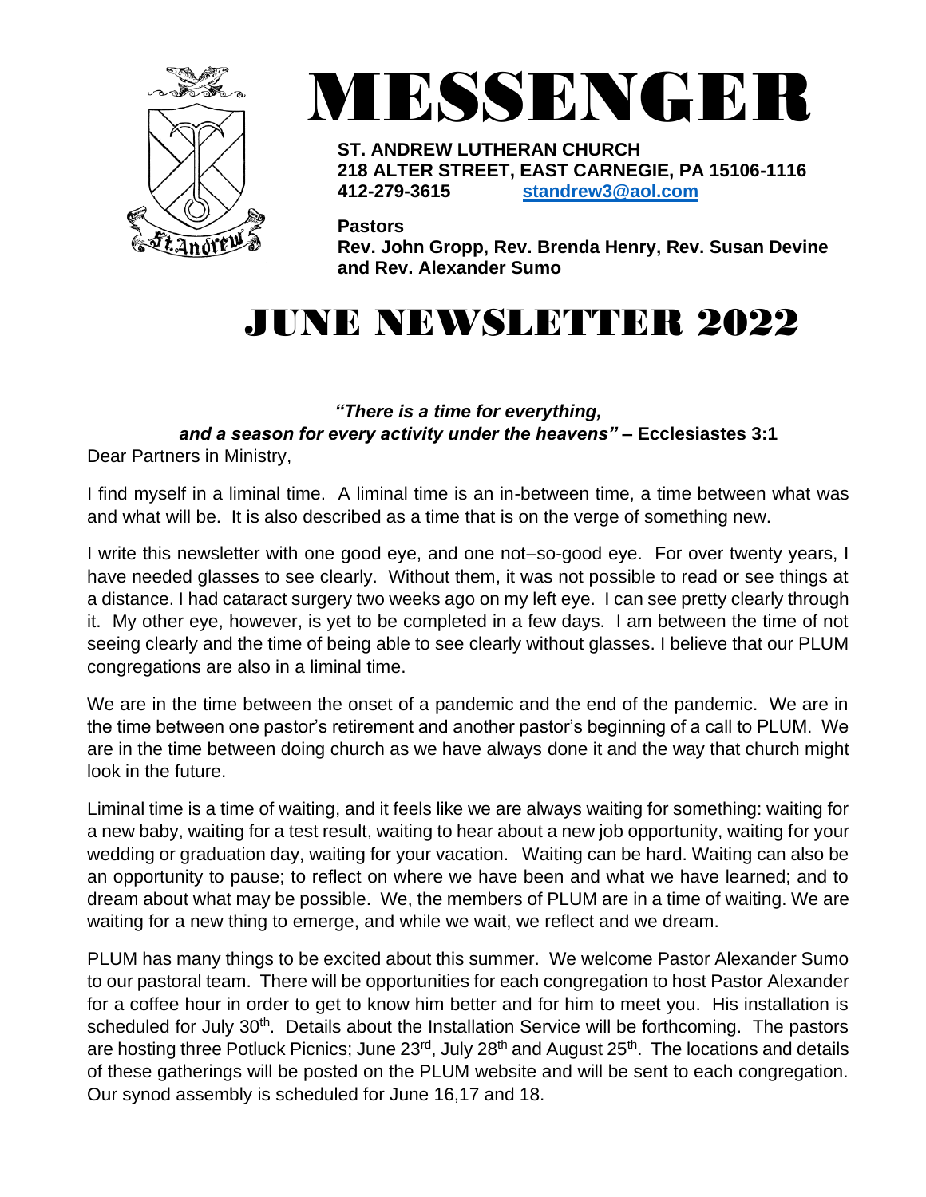# MESSENGER

**ST. ANDREW LUTHERAN CHURCH**
**218 ALTER STREET, EAST CARNEGIE, PA 15106-1116**
**412-279-3615** [standandrew3@aol.com](mailto:standrew3@aol.com)

**Pastors**
**Rev. John Gropp, Rev. Brenda Henry, Rev. Susan Devine and Rev. Alexander Sumo**

# JUNE NEWSLETTER 2022

***"There is a time for everything, and a season for every activity under the heavens"* – Ecclesiastes 3:1**

Dear Partners in Ministry,

I find myself in a liminal time. A liminal time is an in-between time, a time between what was and what will be. It is also described as a time that is on the verge of something new.

I write this newsletter with one good eye, and one not–so-good eye. For over twenty years, I have needed glasses to see clearly. Without them, it was not possible to read or see things at a distance. I had cataract surgery two weeks ago on my left eye. I can see pretty clearly through it. My other eye, however, is yet to be completed in a few days. I am between the time of not seeing clearly and the time of being able to see clearly without glasses. I believe that our PLUM congregations are also in a liminal time.

We are in the time between the onset of a pandemic and the end of the pandemic. We are in the time between one pastor's retirement and another pastor's beginning of a call to PLUM. We are in the time between doing church as we have always done it and the way that church might look in the future.

Liminal time is a time of waiting, and it feels like we are always waiting for something: waiting for a new baby, waiting for a test result, waiting to hear about a new job opportunity, waiting for your wedding or graduation day, waiting for your vacation. Waiting can be hard. Waiting can also be an opportunity to pause; to reflect on where we have been and what we have learned; and to dream about what may be possible. We, the members of PLUM are in a time of waiting. We are waiting for a new thing to emerge, and while we wait, we reflect and we dream.

PLUM has many things to be excited about this summer. We welcome Pastor Alexander Sumo to our pastoral team. There will be opportunities for each congregation to host Pastor Alexander for a coffee hour in order to get to know him better and for him to meet you. His installation is scheduled for July 30th. Details about the Installation Service will be forthcoming. The pastors are hosting three Potluck Picnics; June 23rd, July 28th and August 25th. The locations and details of these gatherings will be posted on the PLUM website and will be sent to each congregation. Our synod assembly is scheduled for June 16,17 and 18.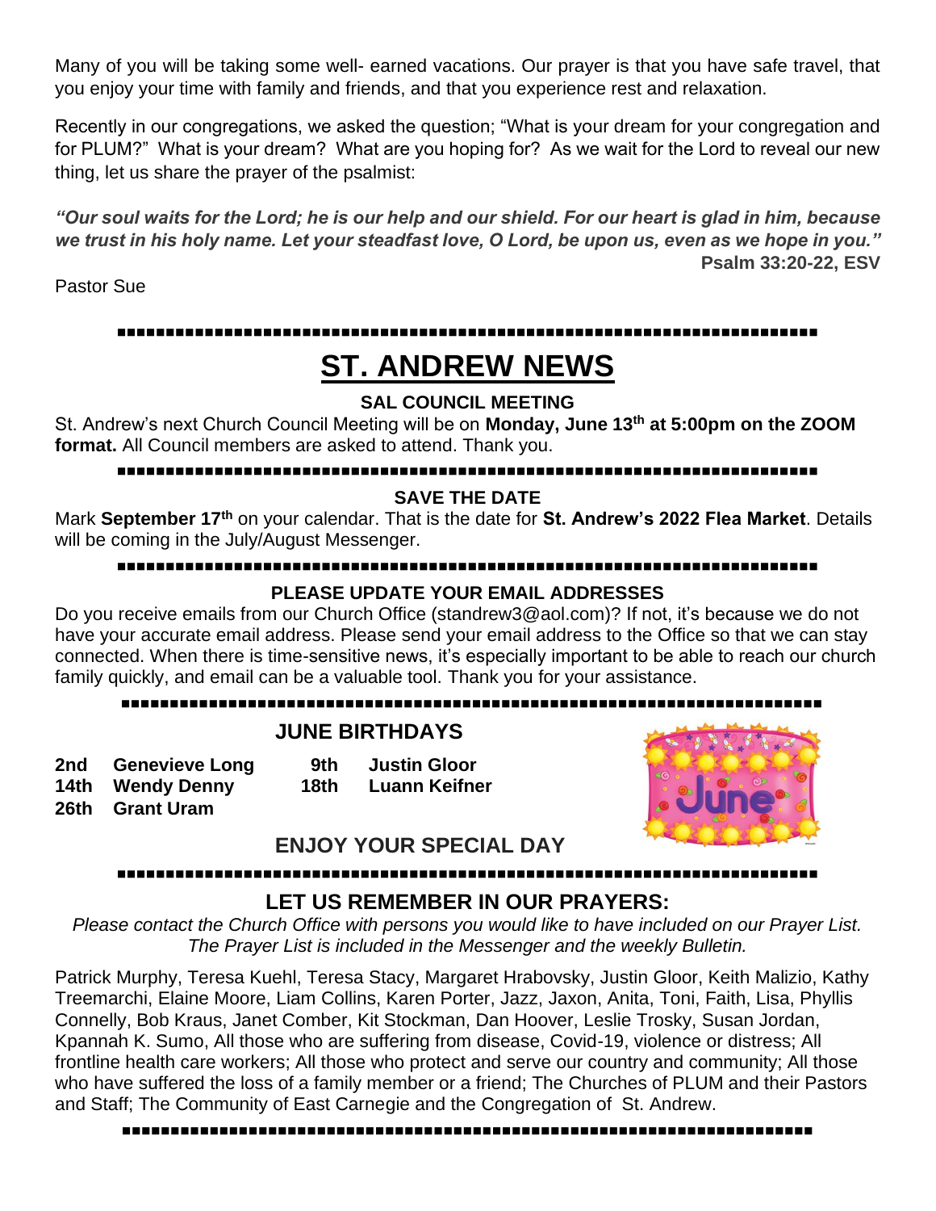Many of you will be taking some well- earned vacations. Our prayer is that you have safe travel, that you enjoy your time with family and friends, and that you experience rest and relaxation.

Recently in our congregations, we asked the question; "What is your dream for your congregation and for PLUM?" What is your dream? What are you hoping for? As we wait for the Lord to reveal our new thing, let us share the prayer of the psalmist:

***"Our soul waits for the Lord; he is our help and our shield. For our heart is glad in him, because we trust in his holy name. Let your steadfast love, O Lord, be upon us, even as we hope in you."***

**Psalm 33:20-22, ESV**

Pastor Sue

---

# ST. ANDREW NEWS

### SAL COUNCIL MEETING

St. Andrew's next Church Council Meeting will be on **Monday, June 13th at 5:00pm on the ZOOM format.** All Council members are asked to attend. Thank you.

---

### SAVE THE DATE

Mark **September 17th** on your calendar. That is the date for **St. Andrew's 2022 Flea Market**. Details will be coming in the July/August Messenger.

---

### PLEASE UPDATE YOUR EMAIL ADDRESSES

Do you receive emails from our Church Office (standrew3@aol.com)? If not, it's because we do not have your accurate email address. Please send your email address to the Office so that we can stay connected. When there is time-sensitive news, it's especially important to be able to reach our church family quickly, and email can be a valuable tool. Thank you for your assistance.

---

### JUNE BIRTHDAYS

**2nd** **Genevieve Long**
**9th** **Justin Gloor**
**14th** **Wendy Denny**
**18th** **Luann Keifner**
**26th** **Grant Uram**

### ENJOY YOUR SPECIAL DAY

---

### LET US REMEMBER IN OUR PRAYERS:

*Please contact the Church Office with persons you would like to have included on our Prayer List. The Prayer List is included in the Messenger and the weekly Bulletin.*

Patrick Murphy, Teresa Kuehl, Teresa Stacy, Margaret Hrabovsky, Justin Gloor, Keith Malizio, Kathy Treemarchi, Elaine Moore, Liam Collins, Karen Porter, Jazz, Jaxon, Anita, Toni, Faith, Lisa, Phyllis Connelly, Bob Kraus, Janet Comber, Kit Stockman, Dan Hoover, Leslie Trosky, Susan Jordan, Kpannah K. Sumo, All those who are suffering from disease, Covid-19, violence or distress; All frontline health care workers; All those who protect and serve our country and community; All those who have suffered the loss of a family member or a friend; The Churches of PLUM and their Pastors and Staff; The Community of East Carnegie and the Congregation of St. Andrew.

---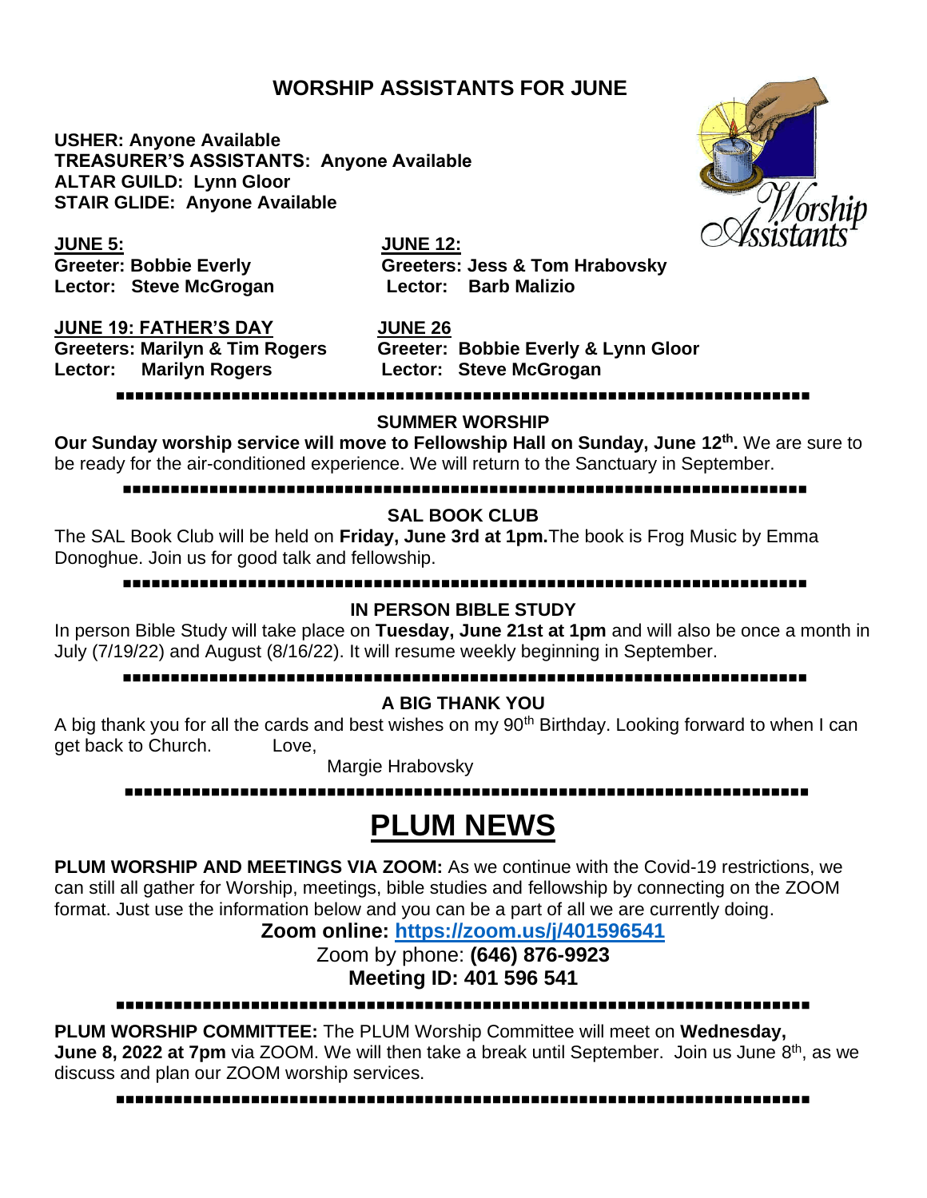## WORSHIP ASSISTANTS FOR JUNE

**USHER: Anyone Available**
**TREASURER'S ASSISTANTS: Anyone Available**
**ALTAR GUILD: Lynn Gloor**
**STAIR GLIDE: Anyone Available**

**JUNE 5:**
**Greeter: Bobbie Everly**
**Lector: Steve McGrogan**

**JUNE 12:**
**Greeters: Jess & Tom Hrabovsky**
**Lector: Barb Malizio**

**JUNE 19: FATHER'S DAY**
**Greeters: Marilyn & Tim Rogers**
**Lector: Marilyn Rogers**

**JUNE 26**
**Greeter: Bobbie Everly & Lynn Gloor**
**Lector: Steve McGrogan**

---

### SUMMER WORSHIP

**Our Sunday worship service will move to Fellowship Hall on Sunday, June 12th.** We are sure to be ready for the air-conditioned experience. We will return to the Sanctuary in September.

---

### SAL BOOK CLUB

The SAL Book Club will be held on **Friday, June 3rd at 1pm.** The book is Frog Music by Emma Donoghue. Join us for good talk and fellowship.

---

### IN PERSON BIBLE STUDY

In person Bible Study will take place on **Tuesday, June 21st at 1pm** and will also be once a month in July (7/19/22) and August (8/16/22). It will resume weekly beginning in September.

---

### A BIG THANK YOU

A big thank you for all the cards and best wishes on my 90th Birthday. Looking forward to when I can get back to Church. Love,

Margie Hrabovsky

---

# PLUM NEWS

**PLUM WORSHIP AND MEETINGS VIA ZOOM:** As we continue with the Covid-19 restrictions, we can still all gather for Worship, meetings, bible studies and fellowship by connecting on the ZOOM format. Just use the information below and you can be a part of all we are currently doing.

**Zoom online: https://zoom.us/j/401596541**

Zoom by phone: **(646) 876-9923**

**Meeting ID: 401 596 541**

---

**PLUM WORSHIP COMMITTEE:** The PLUM Worship Committee will meet on **Wednesday, June 8, 2022 at 7pm** via ZOOM. We will then take a break until September. Join us June 8th, as we discuss and plan our ZOOM worship services.

---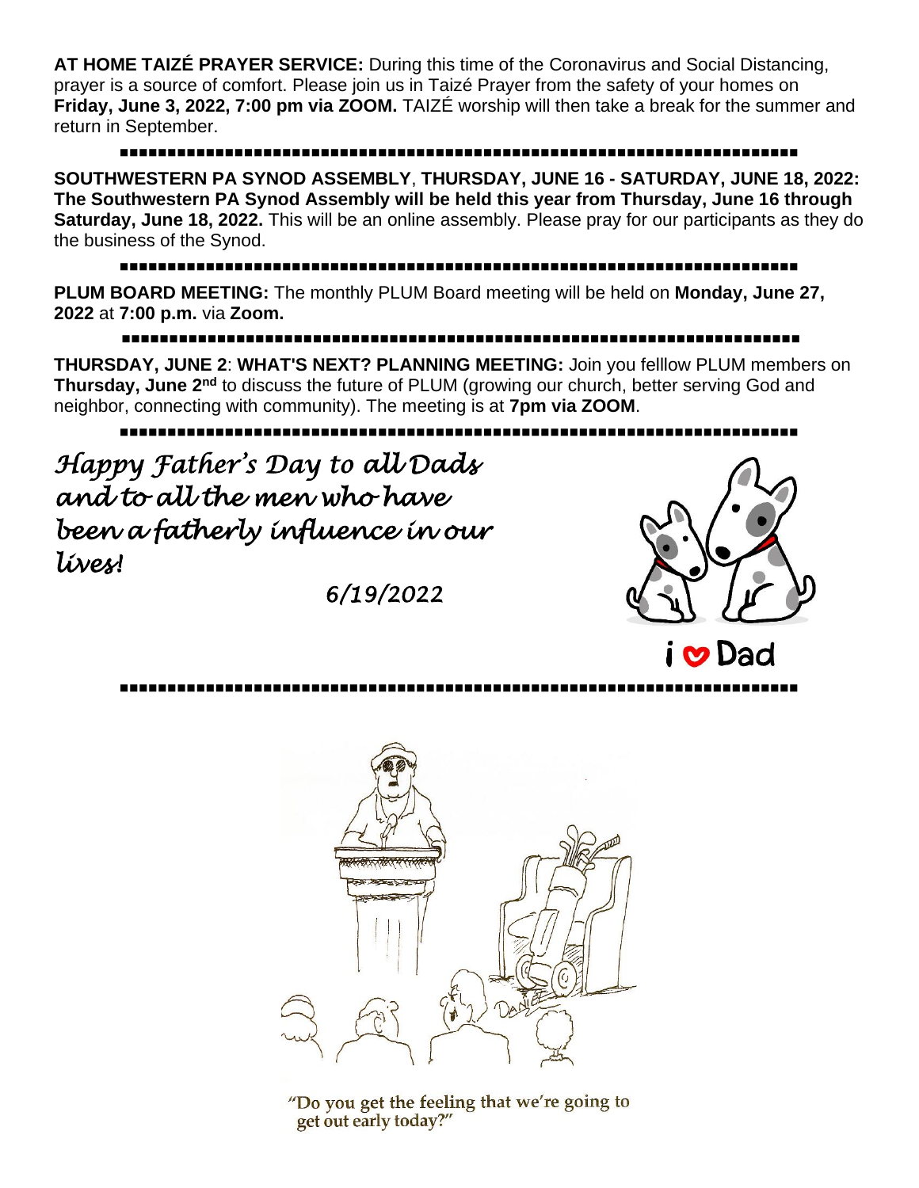**AT HOME TAIZÉ PRAYER SERVICE:** During this time of the Coronavirus and Social Distancing, prayer is a source of comfort. Please join us in Taizé Prayer from the safety of your homes on **Friday, June 3, 2022, 7:00 pm via ZOOM.** TAIZÉ worship will then take a break for the summer and return in September.

---

**SOUTHWESTERN PA SYNOD ASSEMBLY**, **THURSDAY, JUNE 16 - SATURDAY, JUNE 18, 2022: The Southwestern PA Synod Assembly will be held this year from Thursday, June 16 through Saturday, June 18, 2022.** This will be an online assembly. Please pray for our participants as they do the business of the Synod.

---

**PLUM BOARD MEETING:** The monthly PLUM Board meeting will be held on **Monday, June 27, 2022** at **7:00 p.m.** via **Zoom.**

---

**THURSDAY, JUNE 2**: **WHAT'S NEXT? PLANNING MEETING:** Join you felllow PLUM members on **Thursday, June 2nd** to discuss the future of PLUM (growing our church, better serving God and neighbor, connecting with community). The meeting is at **7pm via ZOOM**.

---

*Happy Father's Day to all Dads and to all the men who have been a fatherly influence in our lives!*

*6/19/2022*

i ♥ Dad

---

"Do you get the feeling that we're going to get out early today?"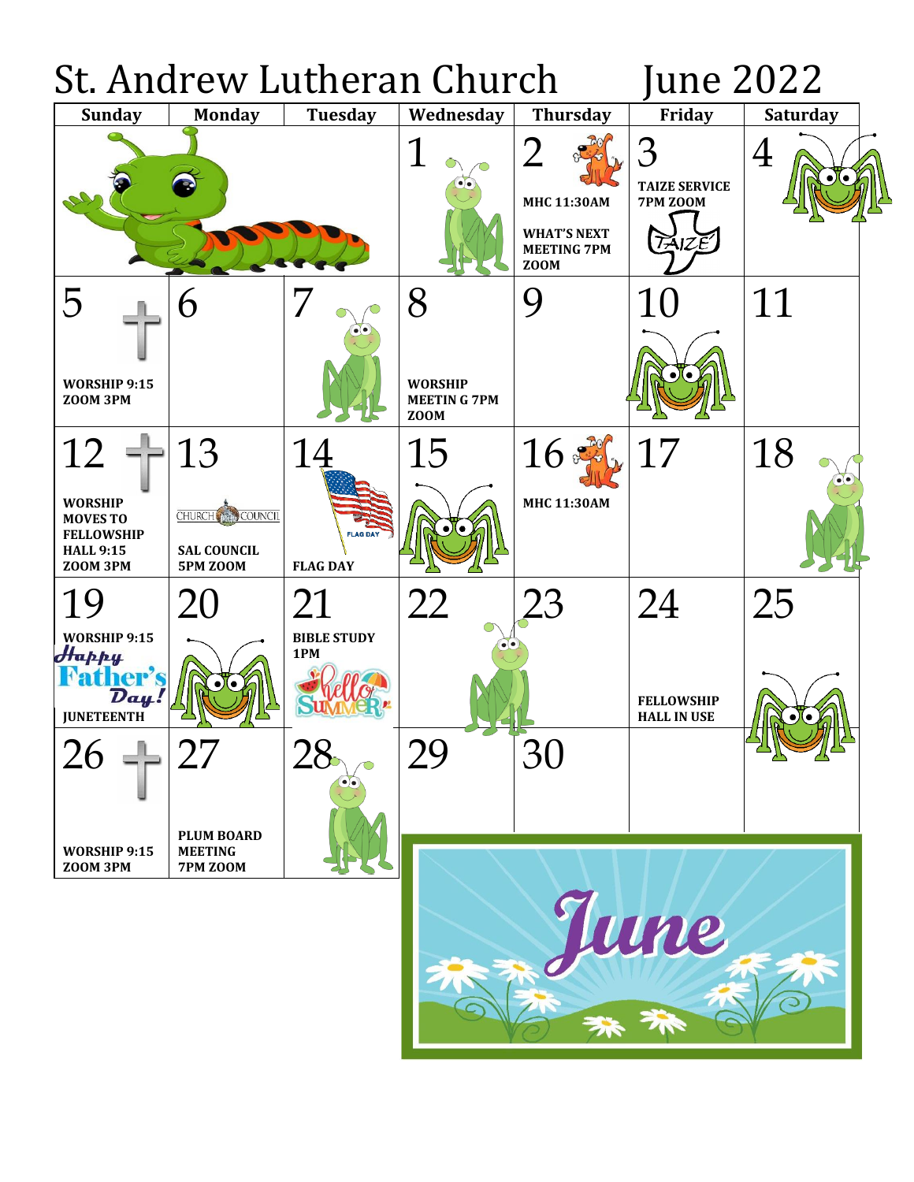# St. Andrew Lutheran Church June 2022

| Sunday | Monday | Tuesday | Wednesday | Thursday | Friday | Saturday |
|---|---|---|---|---|---|---|
| | | | 1 | 2 MHC 11:30AM WHAT'S NEXT MEETING 7PM ZOOM | 3 TAIZE SERVICE 7PM ZOOM TAIZÉ | 4 |
| 5 WORSHIP 9:15 ZOOM 3PM | 6 | 7 | 8 WORSHIP MEETIN G 7PM ZOOM | 9 | 10 | 11 |
| 12 WORSHIP MOVES TO FELLOWSHIP HALL 9:15 ZOOM 3PM | 13 CHURCH COUNCIL SAL COUNCIL 5PM ZOOM | 14 FLAG DAY FLAG DAY | 15 | 16 MHC 11:30AM | 17 | 18 |
| 19 WORSHIP 9:15 Happy Father's Day! JUNETEENTH | 20 | 21 BIBLE STUDY 1PM hello Summer | 22 | 23 | 24 FELLOWSHIP HALL IN USE | 25 |
| 26 WORSHIP 9:15 ZOOM 3PM | 27 PLUM BOARD MEETING 7PM ZOOM | 28 | 29 | 30 | | |

June